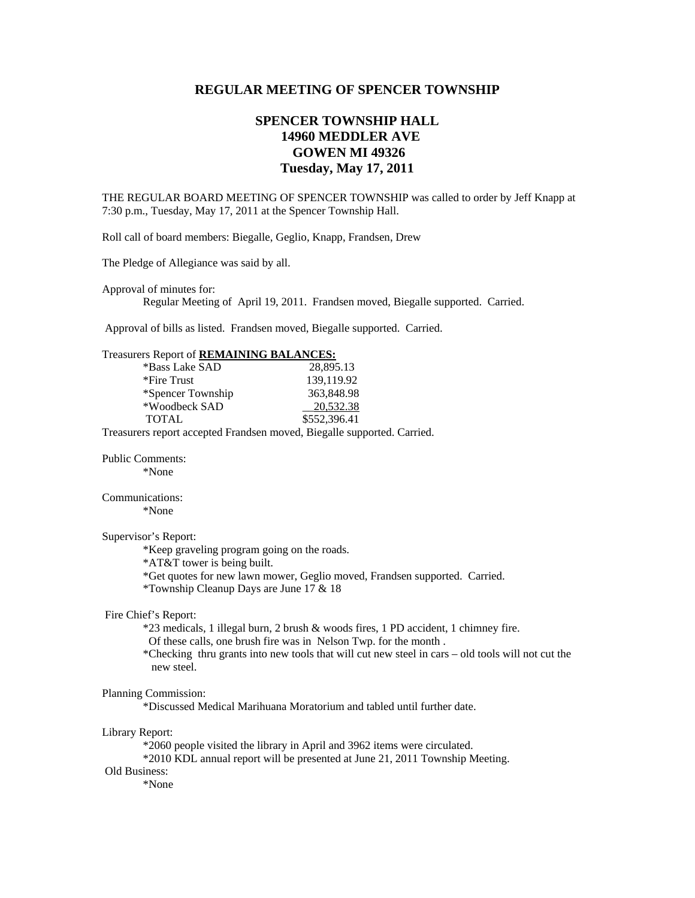## REGULAR MEETING OF SPENCER TOWNSHIP

### SPENCER TOWNSHIP HALL
### 14960 MEDDLER AVE
### GOWEN MI 49326
### Tuesday, May 17, 2011

THE REGULAR BOARD MEETING OF SPENCER TOWNSHIP was called to order by Jeff Knapp at 7:30 p.m., Tuesday, May 17, 2011 at the Spencer Township Hall.

Roll call of board members: Biegalle, Geglio, Knapp, Frandsen, Drew

The Pledge of Allegiance was said by all.

Approval of minutes for:

Regular Meeting of April 19, 2011. Frandsen moved, Biegalle supported. Carried.

Approval of bills as listed. Frandsen moved, Biegalle supported. Carried.

Treasurers Report of **REMAINING BALANCES:**

| | |
|---|---|
| *Bass Lake SAD | 28,895.13 |
| *Fire Trust | 139,119.92 |
| *Spencer Township | 363,848.98 |
| *Woodbeck SAD | 20,532.38 |
| TOTAL | $552,396.41 |

Treasurers report accepted Frandsen moved, Biegalle supported. Carried.

Public Comments:

*None

Communications:

*None

Supervisor's Report:

*Keep graveling program going on the roads.
*AT&T tower is being built.
*Get quotes for new lawn mower, Geglio moved, Frandsen supported. Carried.
*Township Cleanup Days are June 17 & 18

Fire Chief's Report:

*23 medicals, 1 illegal burn, 2 brush & woods fires, 1 PD accident, 1 chimney fire. Of these calls, one brush fire was in Nelson Twp. for the month .
*Checking thru grants into new tools that will cut new steel in cars – old tools will not cut the new steel.

Planning Commission:

*Discussed Medical Marihuana Moratorium and tabled until further date.

Library Report:

*2060 people visited the library in April and 3962 items were circulated.
*2010 KDL annual report will be presented at June 21, 2011 Township Meeting.

Old Business:

*None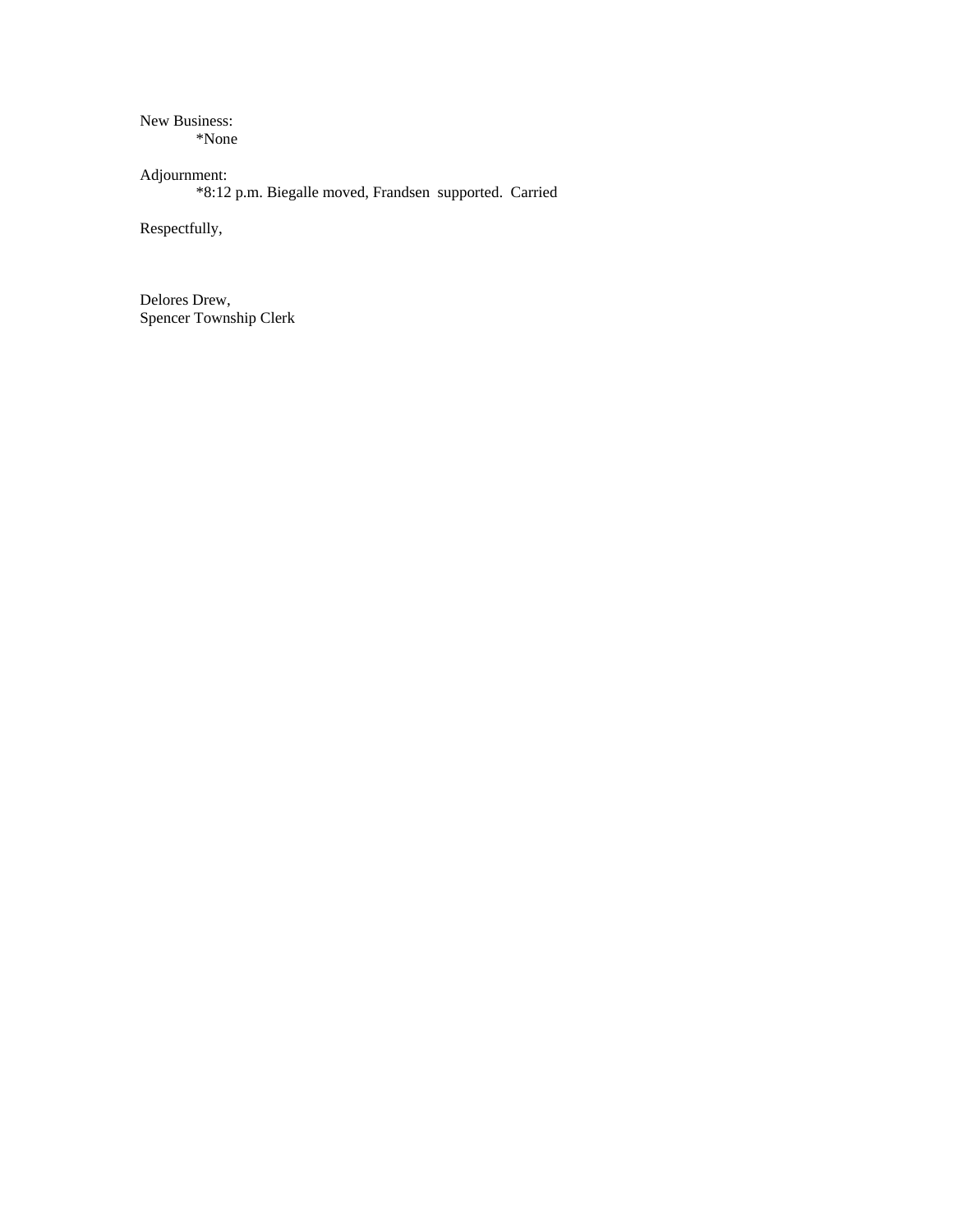New Business:

*None

Adjournment:

*8:12 p.m. Biegalle moved, Frandsen supported. Carried

Respectfully,

Delores Drew,
Spencer Township Clerk